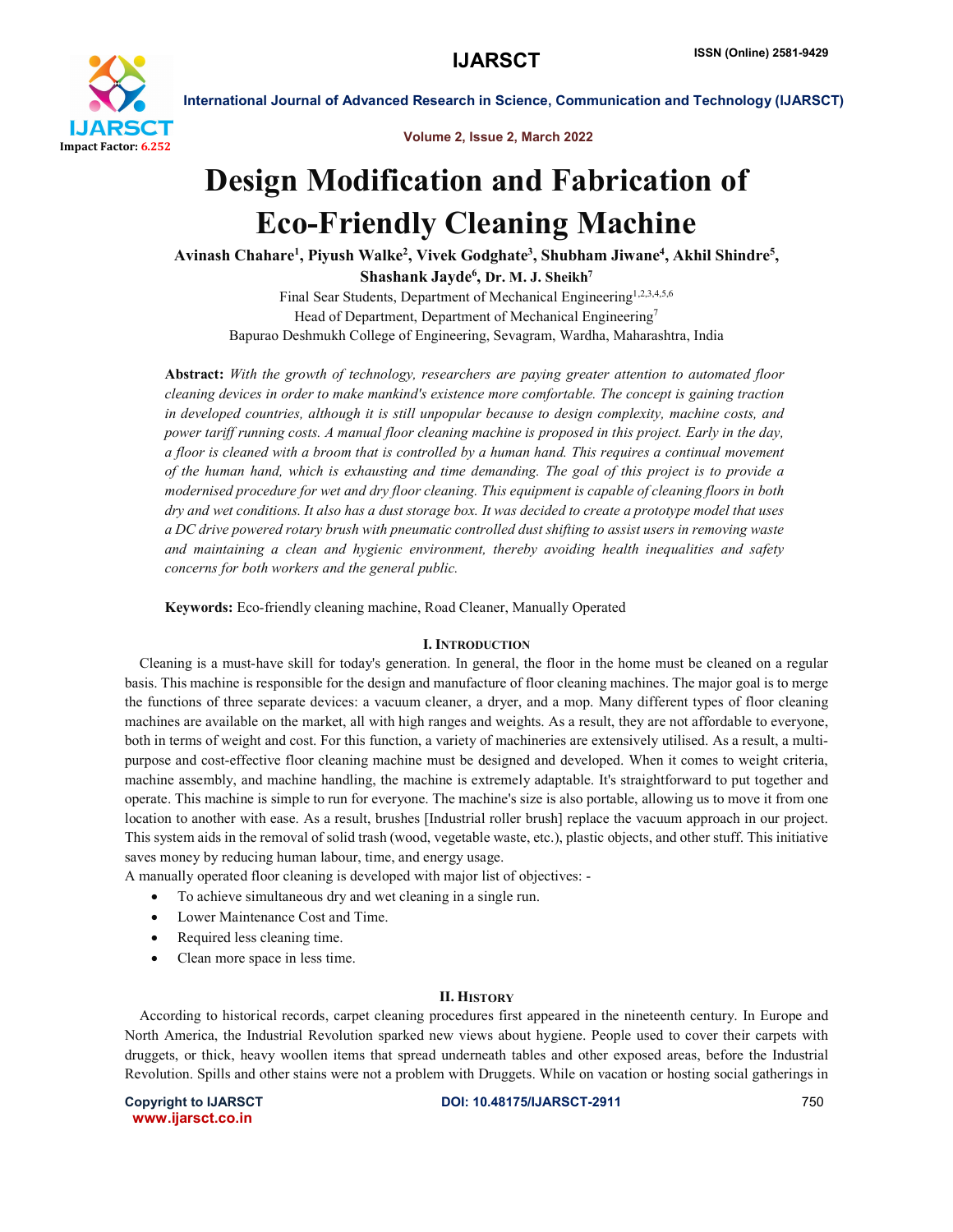# Design Modification and Fabrication of Eco-Friendly Cleaning Machine

**Avinash Chahare[1], Piyush Walke[2], Vivek Godghate[3], Shubham Jiwane[4], Akhil Shindre[5], Shashank Jayde[6], Dr. M. J. Sheikh[7]**

Final Sear Students, Department of Mechanical Engineering[1,2,3,4,5,6]

Head of Department, Department of Mechanical Engineering[7]

Bapurao Deshmukh College of Engineering, Sevagram, Wardha, Maharashtra, India

**Abstract:** *With the growth of technology, researchers are paying greater attention to automated floor cleaning devices in order to make mankind's existence more comfortable. The concept is gaining traction in developed countries, although it is still unpopular because to design complexity, machine costs, and power tariff running costs. A manual floor cleaning machine is proposed in this project. Early in the day, a floor is cleaned with a broom that is controlled by a human hand. This requires a continual movement of the human hand, which is exhausting and time demanding. The goal of this project is to provide a modernised procedure for wet and dry floor cleaning. This equipment is capable of cleaning floors in both dry and wet conditions. It also has a dust storage box. It was decided to create a prototype model that uses a DC drive powered rotary brush with pneumatic controlled dust shifting to assist users in removing waste and maintaining a clean and hygienic environment, thereby avoiding health inequalities and safety concerns for both workers and the general public.*

**Keywords:** Eco-friendly cleaning machine, Road Cleaner, Manually Operated

## I. Introduction

Cleaning is a must-have skill for today's generation. In general, the floor in the home must be cleaned on a regular basis. This machine is responsible for the design and manufacture of floor cleaning machines. The major goal is to merge the functions of three separate devices: a vacuum cleaner, a dryer, and a mop. Many different types of floor cleaning machines are available on the market, all with high ranges and weights. As a result, they are not affordable to everyone, both in terms of weight and cost. For this function, a variety of machineries are extensively utilised. As a result, a multi-purpose and cost-effective floor cleaning machine must be designed and developed. When it comes to weight criteria, machine assembly, and machine handling, the machine is extremely adaptable. It's straightforward to put together and operate. This machine is simple to run for everyone. The machine's size is also portable, allowing us to move it from one location to another with ease. As a result, brushes [Industrial roller brush] replace the vacuum approach in our project. This system aids in the removal of solid trash (wood, vegetable waste, etc.), plastic objects, and other stuff. This initiative saves money by reducing human labour, time, and energy usage.

A manually operated floor cleaning is developed with major list of objectives: -

- To achieve simultaneous dry and wet cleaning in a single run.
- Lower Maintenance Cost and Time.
- Required less cleaning time.
- Clean more space in less time.

## II. History

According to historical records, carpet cleaning procedures first appeared in the nineteenth century. In Europe and North America, the Industrial Revolution sparked new views about hygiene. People used to cover their carpets with druggets, or thick, heavy woollen items that spread underneath tables and other exposed areas, before the Industrial Revolution. Spills and other stains were not a problem with Druggets. While on vacation or hosting social gatherings in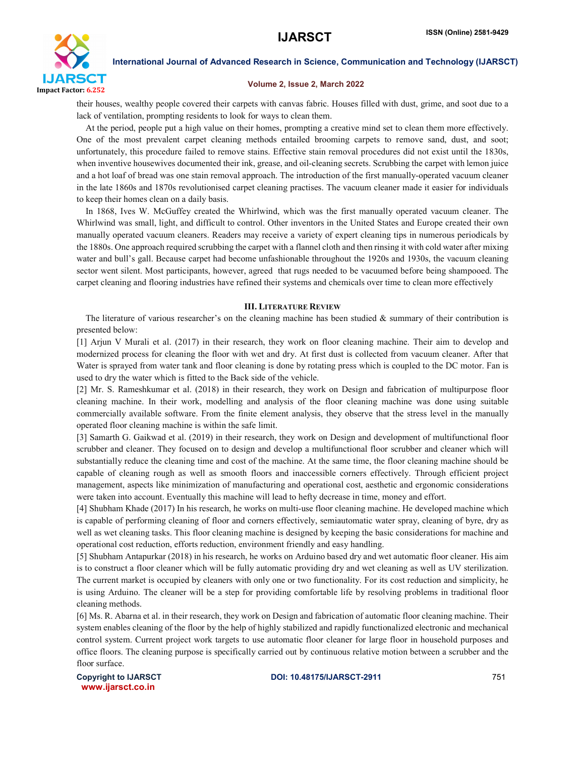their houses, wealthy people covered their carpets with canvas fabric. Houses filled with dust, grime, and soot due to a lack of ventilation, prompting residents to look for ways to clean them.

At the period, people put a high value on their homes, prompting a creative mind set to clean them more effectively. One of the most prevalent carpet cleaning methods entailed brooming carpets to remove sand, dust, and soot; unfortunately, this procedure failed to remove stains. Effective stain removal procedures did not exist until the 1830s, when inventive housewives documented their ink, grease, and oil-cleaning secrets. Scrubbing the carpet with lemon juice and a hot loaf of bread was one stain removal approach. The introduction of the first manually-operated vacuum cleaner in the late 1860s and 1870s revolutionised carpet cleaning practises. The vacuum cleaner made it easier for individuals to keep their homes clean on a daily basis.

In 1868, Ives W. McGuffey created the Whirlwind, which was the first manually operated vacuum cleaner. The Whirlwind was small, light, and difficult to control. Other inventors in the United States and Europe created their own manually operated vacuum cleaners. Readers may receive a variety of expert cleaning tips in numerous periodicals by the 1880s. One approach required scrubbing the carpet with a flannel cloth and then rinsing it with cold water after mixing water and bull's gall. Because carpet had become unfashionable throughout the 1920s and 1930s, the vacuum cleaning sector went silent. Most participants, however, agreed that rugs needed to be vacuumed before being shampooed. The carpet cleaning and flooring industries have refined their systems and chemicals over time to clean more effectively

## III. Literature Review

The literature of various researcher's on the cleaning machine has been studied & summary of their contribution is presented below:

[1] Arjun V Murali et al. (2017) in their research, they work on floor cleaning machine. Their aim to develop and modernized process for cleaning the floor with wet and dry. At first dust is collected from vacuum cleaner. After that Water is sprayed from water tank and floor cleaning is done by rotating press which is coupled to the DC motor. Fan is used to dry the water which is fitted to the Back side of the vehicle.

[2] Mr. S. Rameshkumar et al. (2018) in their research, they work on Design and fabrication of multipurpose floor cleaning machine. In their work, modelling and analysis of the floor cleaning machine was done using suitable commercially available software. From the finite element analysis, they observe that the stress level in the manually operated floor cleaning machine is within the safe limit.

[3] Samarth G. Gaikwad et al. (2019) in their research, they work on Design and development of multifunctional floor scrubber and cleaner. They focused on to design and develop a multifunctional floor scrubber and cleaner which will substantially reduce the cleaning time and cost of the machine. At the same time, the floor cleaning machine should be capable of cleaning rough as well as smooth floors and inaccessible corners effectively. Through efficient project management, aspects like minimization of manufacturing and operational cost, aesthetic and ergonomic considerations were taken into account. Eventually this machine will lead to hefty decrease in time, money and effort.

[4] Shubham Khade (2017) In his research, he works on multi-use floor cleaning machine. He developed machine which is capable of performing cleaning of floor and corners effectively, semiautomatic water spray, cleaning of byre, dry as well as wet cleaning tasks. This floor cleaning machine is designed by keeping the basic considerations for machine and operational cost reduction, efforts reduction, environment friendly and easy handling.

[5] Shubham Antapurkar (2018) in his research, he works on Arduino based dry and wet automatic floor cleaner. His aim is to construct a floor cleaner which will be fully automatic providing dry and wet cleaning as well as UV sterilization. The current market is occupied by cleaners with only one or two functionality. For its cost reduction and simplicity, he is using Arduino. The cleaner will be a step for providing comfortable life by resolving problems in traditional floor cleaning methods.

[6] Ms. R. Abarna et al. in their research, they work on Design and fabrication of automatic floor cleaning machine. Their system enables cleaning of the floor by the help of highly stabilized and rapidly functionalized electronic and mechanical control system. Current project work targets to use automatic floor cleaner for large floor in household purposes and office floors. The cleaning purpose is specifically carried out by continuous relative motion between a scrubber and the floor surface.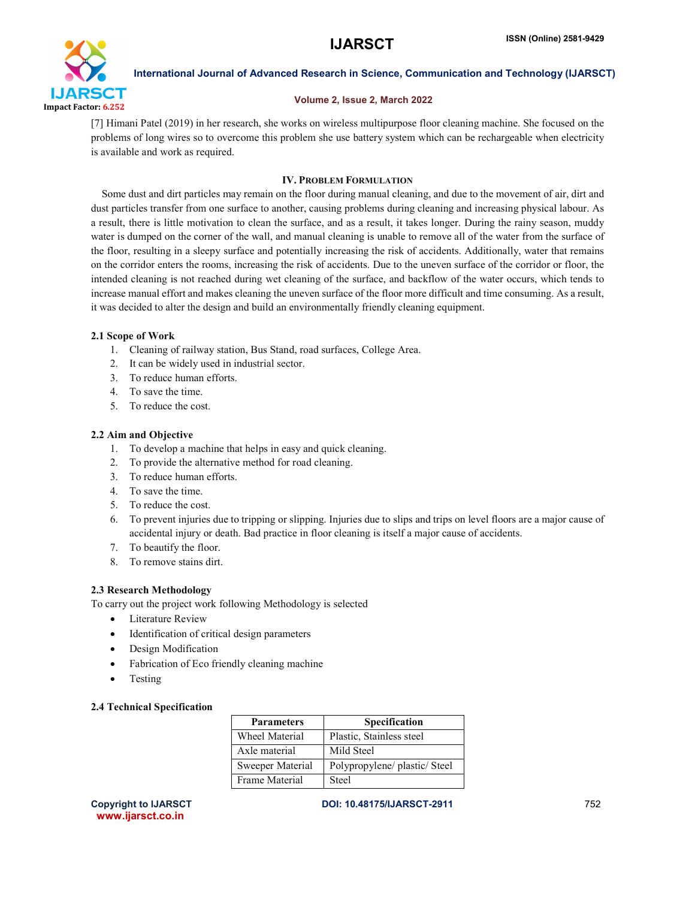[7] Himani Patel (2019) in her research, she works on wireless multipurpose floor cleaning machine. She focused on the problems of long wires so to overcome this problem she use battery system which can be rechargeable when electricity is available and work as required.

## IV. Problem Formulation

Some dust and dirt particles may remain on the floor during manual cleaning, and due to the movement of air, dirt and dust particles transfer from one surface to another, causing problems during cleaning and increasing physical labour. As a result, there is little motivation to clean the surface, and as a result, it takes longer. During the rainy season, muddy water is dumped on the corner of the wall, and manual cleaning is unable to remove all of the water from the surface of the floor, resulting in a sleepy surface and potentially increasing the risk of accidents. Additionally, water that remains on the corridor enters the rooms, increasing the risk of accidents. Due to the uneven surface of the corridor or floor, the intended cleaning is not reached during wet cleaning of the surface, and backflow of the water occurs, which tends to increase manual effort and makes cleaning the uneven surface of the floor more difficult and time consuming. As a result, it was decided to alter the design and build an environmentally friendly cleaning equipment.

### 2.1 Scope of Work

1. Cleaning of railway station, Bus Stand, road surfaces, College Area.
2. It can be widely used in industrial sector.
3. To reduce human efforts.
4. To save the time.
5. To reduce the cost.

### 2.2 Aim and Objective

1. To develop a machine that helps in easy and quick cleaning.
2. To provide the alternative method for road cleaning.
3. To reduce human efforts.
4. To save the time.
5. To reduce the cost.
6. To prevent injuries due to tripping or slipping. Injuries due to slips and trips on level floors are a major cause of accidental injury or death. Bad practice in floor cleaning is itself a major cause of accidents.
7. To beautify the floor.
8. To remove stains dirt.

### 2.3 Research Methodology

To carry out the project work following Methodology is selected

- Literature Review
- Identification of critical design parameters
- Design Modification
- Fabrication of Eco friendly cleaning machine
- Testing

### 2.4 Technical Specification

| Parameters | Specification |
|---|---|
| Wheel Material | Plastic, Stainless steel |
| Axle material | Mild Steel |
| Sweeper Material | Polypropylene/ plastic/ Steel |
| Frame Material | Steel |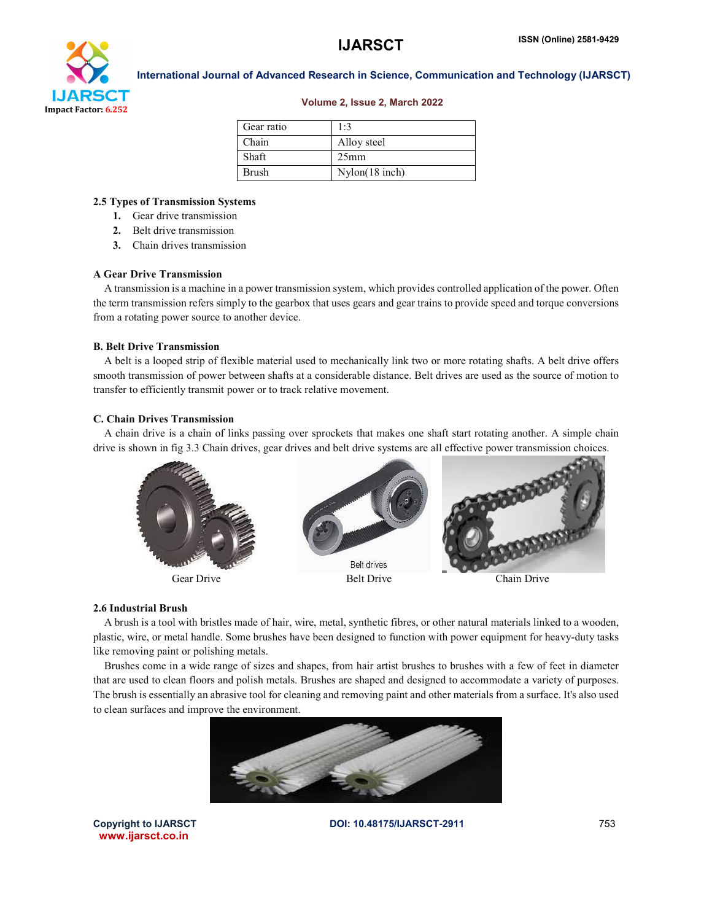| Gear ratio | 1:3 |
| --- | --- |
| Chain | Alloy steel |
| Shaft | 25mm |
| Brush | Nylon(18 inch) |

### 2.5 Types of Transmission Systems

1. Gear drive transmission
2. Belt drive transmission
3. Chain drives transmission

### A Gear Drive Transmission

A transmission is a machine in a power transmission system, which provides controlled application of the power. Often the term transmission refers simply to the gearbox that uses gears and gear trains to provide speed and torque conversions from a rotating power source to another device.

### B. Belt Drive Transmission

A belt is a looped strip of flexible material used to mechanically link two or more rotating shafts. A belt drive offers smooth transmission of power between shafts at a considerable distance. Belt drives are used as the source of motion to transfer to efficiently transmit power or to track relative movement.

### C. Chain Drives Transmission

A chain drive is a chain of links passing over sprockets that makes one shaft start rotating another. A simple chain drive is shown in fig 3.3 Chain drives, gear drives and belt drive systems are all effective power transmission choices.

Gear Drive

Belt Drive

Chain Drive

### 2.6 Industrial Brush

A brush is a tool with bristles made of hair, wire, metal, synthetic fibres, or other natural materials linked to a wooden, plastic, wire, or metal handle. Some brushes have been designed to function with power equipment for heavy-duty tasks like removing paint or polishing metals.

Brushes come in a wide range of sizes and shapes, from hair artist brushes to brushes with a few of feet in diameter that are used to clean floors and polish metals. Brushes are shaped and designed to accommodate a variety of purposes. The brush is essentially an abrasive tool for cleaning and removing paint and other materials from a surface. It's also used to clean surfaces and improve the environment.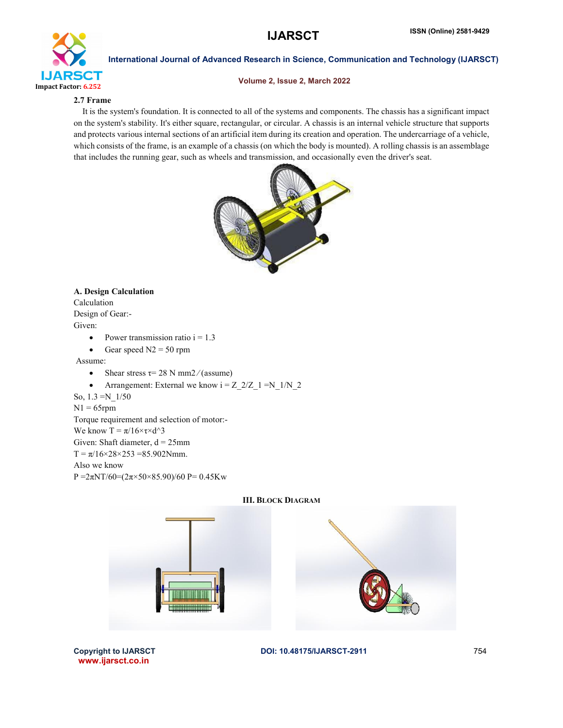### 2.7 Frame

It is the system's foundation. It is connected to all of the systems and components. The chassis has a significant impact on the system's stability. It's either square, rectangular, or circular. A chassis is an internal vehicle structure that supports and protects various internal sections of an artificial item during its creation and operation. The undercarriage of a vehicle, which consists of the frame, is an example of a chassis (on which the body is mounted). A rolling chassis is an assemblage that includes the running gear, such as wheels and transmission, and occasionally even the driver's seat.

**A. Design Calculation**

Calculation

Design of Gear:-

Given:

- Power transmission ratio i = 1.3
- Gear speed N2 = 50 rpm

Assume:

- Shear stress $\tau$= 28 N mm2 ⁄ (assume)
- Arrangement: External we know $i = Z_2/Z_1 = N_1/N_2$

So, $1.3 = N_1/50$

N1 = 65rpm

Torque requirement and selection of motor:-

We know $T = \pi/16 \times \tau \times d^3$

Given: Shaft diameter, d = 25mm

$T = \pi/16 \times 28 \times 253$ =85.902Nmm.

Also we know

$P = 2\pi NT/60 = (2\pi \times 50 \times 85.90)/60$ P= 0.45Kw

## III. Block Diagram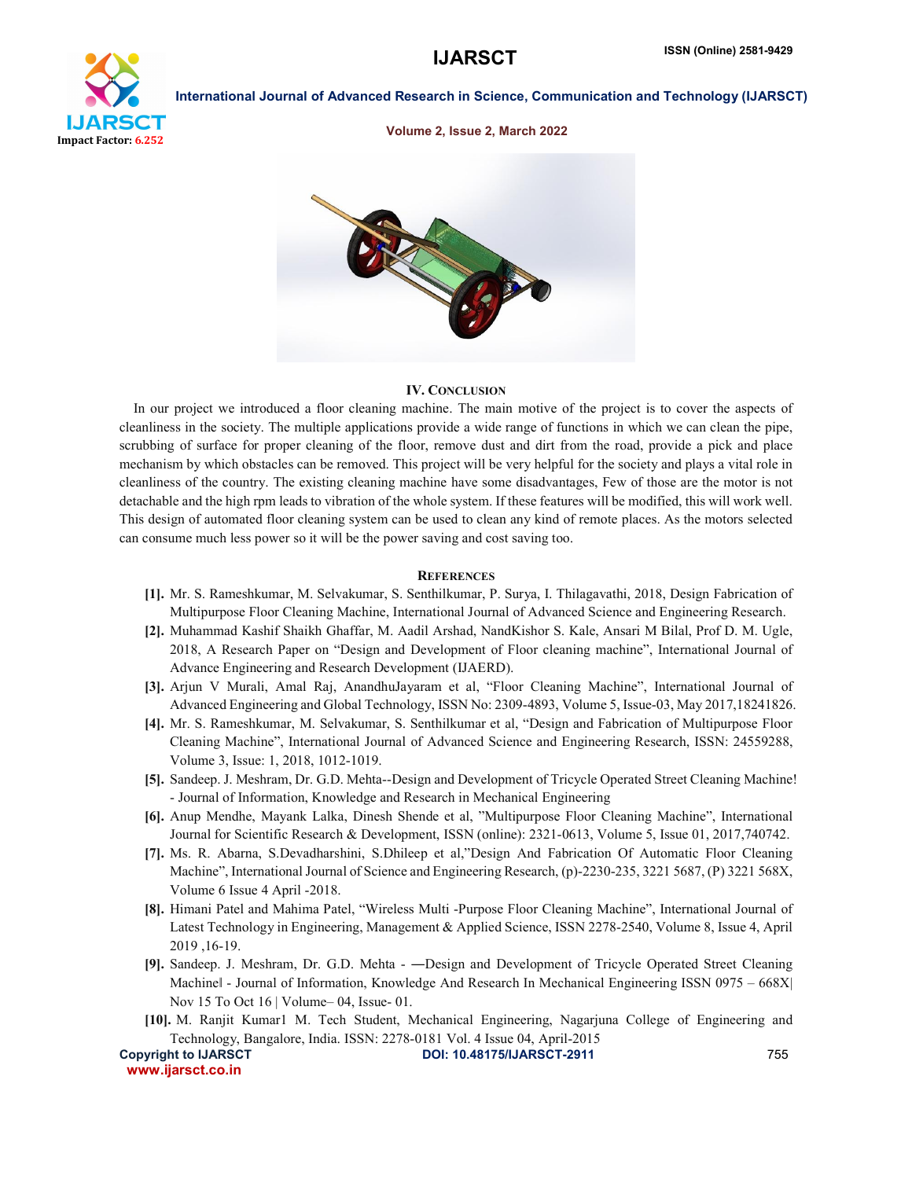## IV. Conclusion

In our project we introduced a floor cleaning machine. The main motive of the project is to cover the aspects of cleanliness in the society. The multiple applications provide a wide range of functions in which we can clean the pipe, scrubbing of surface for proper cleaning of the floor, remove dust and dirt from the road, provide a pick and place mechanism by which obstacles can be removed. This project will be very helpful for the society and plays a vital role in cleanliness of the country. The existing cleaning machine have some disadvantages, Few of those are the motor is not detachable and the high rpm leads to vibration of the whole system. If these features will be modified, this will work well. This design of automated floor cleaning system can be used to clean any kind of remote places. As the motors selected can consume much less power so it will be the power saving and cost saving too.

## References

[1]. Mr. S. Rameshkumar, M. Selvakumar, S. Senthilkumar, P. Surya, I. Thilagavathi, 2018, Design Fabrication of Multipurpose Floor Cleaning Machine, International Journal of Advanced Science and Engineering Research.

[2]. Muhammad Kashif Shaikh Ghaffar, M. Aadil Arshad, NandKishor S. Kale, Ansari M Bilal, Prof D. M. Ugle, 2018, A Research Paper on "Design and Development of Floor cleaning machine", International Journal of Advance Engineering and Research Development (IJAERD).

[3]. Arjun V Murali, Amal Raj, AnandhuJayaram et al, "Floor Cleaning Machine", International Journal of Advanced Engineering and Global Technology, ISSN No: 2309-4893, Volume 5, Issue-03, May 2017,18241826.

[4]. Mr. S. Rameshkumar, M. Selvakumar, S. Senthilkumar et al, "Design and Fabrication of Multipurpose Floor Cleaning Machine", International Journal of Advanced Science and Engineering Research, ISSN: 24559288, Volume 3, Issue: 1, 2018, 1012-1019.

[5]. Sandeep. J. Meshram, Dr. G.D. Mehta--Design and Development of Tricycle Operated Street Cleaning Machine! - Journal of Information, Knowledge and Research in Mechanical Engineering

[6]. Anup Mendhe, Mayank Lalka, Dinesh Shende et al, "Multipurpose Floor Cleaning Machine", International Journal for Scientific Research & Development, ISSN (online): 2321-0613, Volume 5, Issue 01, 2017,740742.

[7]. Ms. R. Abarna, S.Devadharshini, S.Dhileep et al,"Design And Fabrication Of Automatic Floor Cleaning Machine", International Journal of Science and Engineering Research, (p)-2230-235, 3221 5687, (P) 3221 568X, Volume 6 Issue 4 April -2018.

[8]. Himani Patel and Mahima Patel, "Wireless Multi -Purpose Floor Cleaning Machine", International Journal of Latest Technology in Engineering, Management & Applied Science, ISSN 2278-2540, Volume 8, Issue 4, April 2019 ,16-19.

[9]. Sandeep. J. Meshram, Dr. G.D. Mehta - ―Design and Development of Tricycle Operated Street Cleaning Machine‖ - Journal of Information, Knowledge And Research In Mechanical Engineering ISSN 0975 – 668X| Nov 15 To Oct 16 | Volume– 04, Issue- 01.

[10]. M. Ranjit Kumar1 M. Tech Student, Mechanical Engineering, Nagarjuna College of Engineering and Technology, Bangalore, India. ISSN: 2278-0181 Vol. 4 Issue 04, April-2015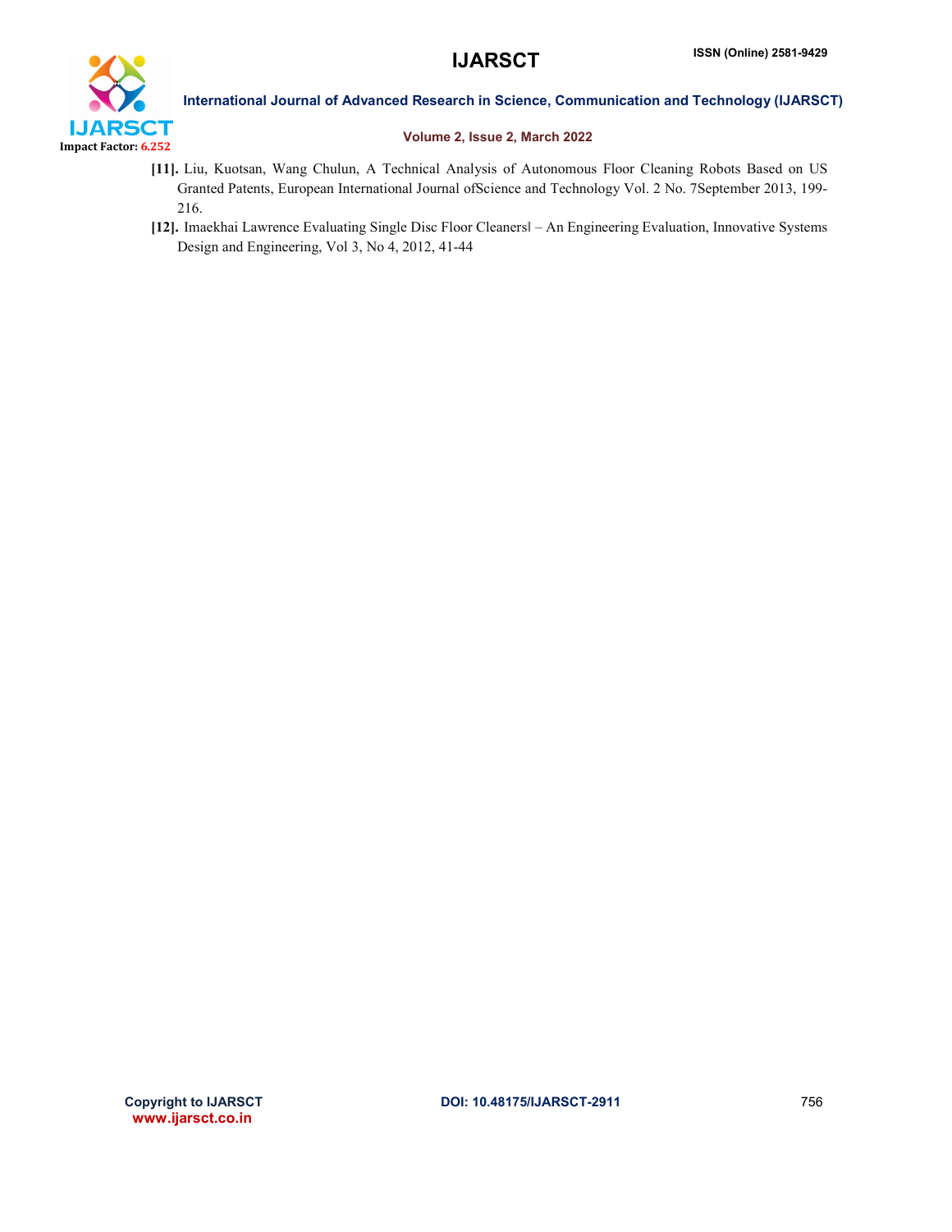**[11].** Liu, Kuotsan, Wang Chulun, A Technical Analysis of Autonomous Floor Cleaning Robots Based on US Granted Patents, European International Journal ofScience and Technology Vol. 2 No. 7September 2013, 199-216.

**[12].** Imaekhai Lawrence Evaluating Single Disc Floor Cleaners‖ – An Engineering Evaluation, Innovative Systems Design and Engineering, Vol 3, No 4, 2012, 41-44